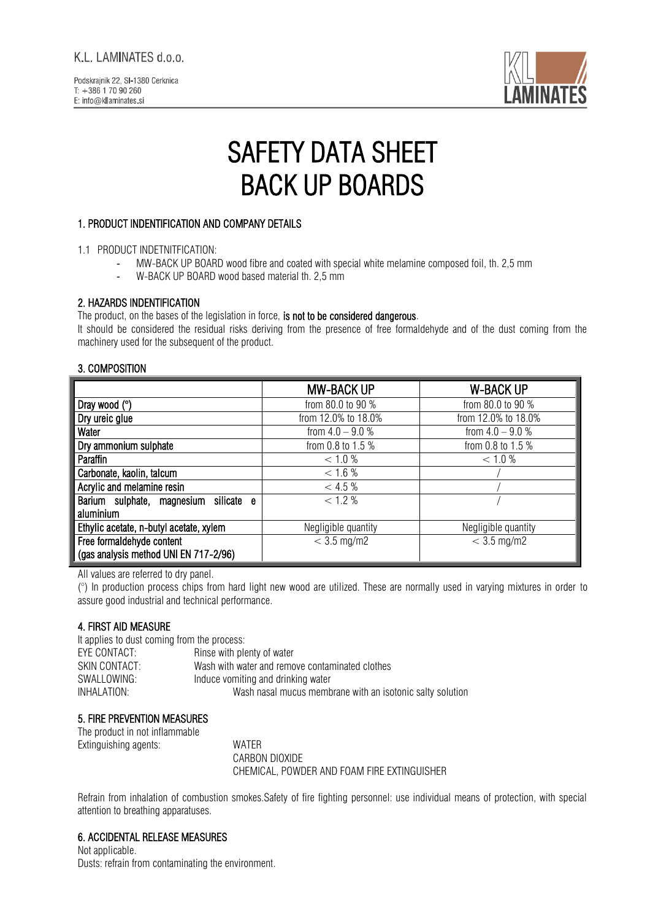K.L. LAMINATES d.o.o.

Podskrajnik 22, SI-1380 Cerknica
T: +386 1 70 90 260
E: info@kllaminates.si

# SAFETY DATA SHEET
# BACK UP BOARDS

## 1. PRODUCT INDENTIFICATION AND COMPANY DETAILS

1.1 PRODUCT INDETNITFICATION:

- MW-BACK UP BOARD wood fibre and coated with special white melamine composed foil, th. 2,5 mm
- W-BACK UP BOARD wood based material th. 2,5 mm

## 2. HAZARDS INDENTIFICATION

The product, on the bases of the legislation in force, **is not to be considered dangerous**.

It should be considered the residual risks deriving from the presence of free formaldehyde and of the dust coming from the machinery used for the subsequent of the product.

## 3. COMPOSITION

| | MW-BACK UP | W-BACK UP |
|---|---|---|
| **Dray wood (°)** | from 80.0 to 90 % | from 80.0 to 90 % |
| **Dry ureic glue** | from 12.0% to 18.0% | from 12.0% to 18.0% |
| **Water** | from 4.0 – 9.0 % | from 4.0 – 9.0 % |
| **Dry ammonium sulphate** | from 0.8 to 1.5 % | from 0.8 to 1.5 % |
| **Paraffin** | < 1.0 % | < 1.0 % |
| **Carbonate, kaolin, talcum** | < 1.6 % | / |
| **Acrylic and melamine resin** | < 4.5 % | / |
| **Barium sulphate, magnesium silicate e aluminium** | < 1.2 % | / |
| **Ethylic acetate, n-butyl acetate, xylem** | Negligible quantity | Negligible quantity |
| **Free formaldehyde content (gas analysis method UNI EN 717-2/96)** | < 3.5 mg/m2 | < 3.5 mg/m2 |

All values are referred to dry panel.

(°) In production process chips from hard light new wood are utilized. These are normally used in varying mixtures in order to assure good industrial and technical performance.

## 4. FIRST AID MEASURE

It applies to dust coming from the process:

EYE CONTACT: Rinse with plenty of water
SKIN CONTACT: Wash with water and remove contaminated clothes
SWALLOWING: Induce vomiting and drinking water
INHALATION: Wash nasal mucus membrane with an isotonic salty solution

## 5. FIRE PREVENTION MEASURES

The product in not inflammable

Extinguishing agents: WATER
CARBON DIOXIDE
CHEMICAL, POWDER AND FOAM FIRE EXTINGUISHER

Refrain from inhalation of combustion smokes.Safety of fire fighting personnel: use individual means of protection, with special attention to breathing apparatuses.

## 6. ACCIDENTAL RELEASE MEASURES

Not applicable.

Dusts: refrain from contaminating the environment.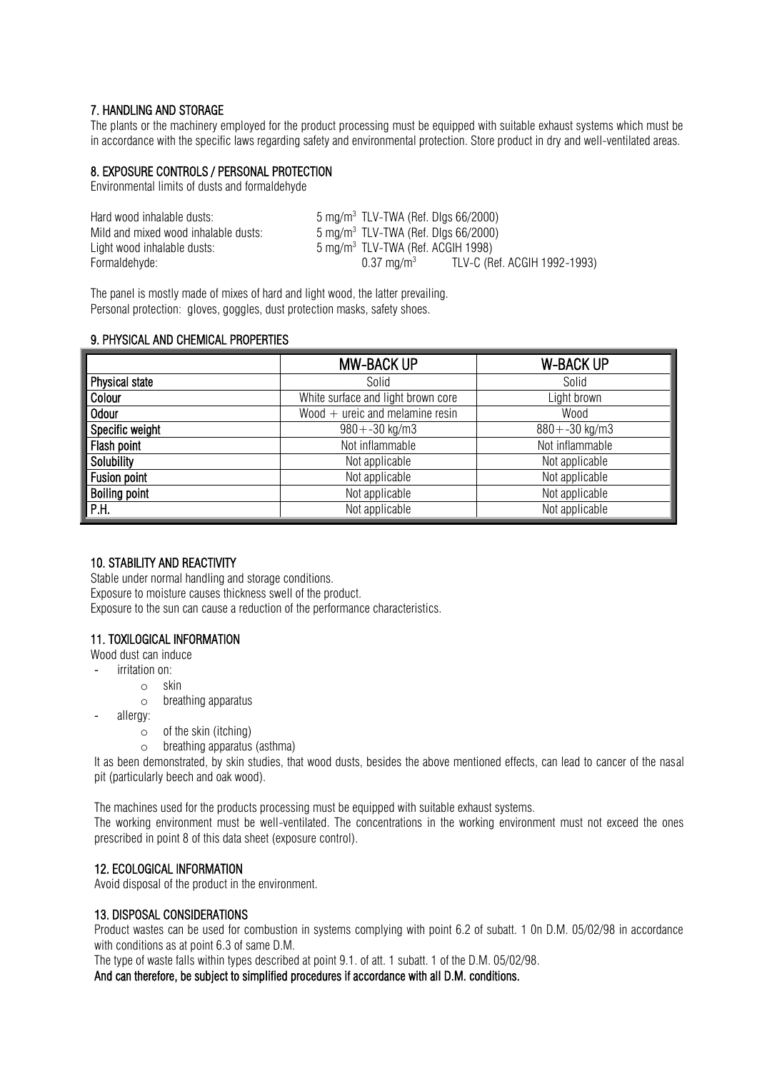## 7. HANDLING AND STORAGE

The plants or the machinery employed for the product processing must be equipped with suitable exhaust systems which must be in accordance with the specific laws regarding safety and environmental protection. Store product in dry and well-ventilated areas.

## 8. EXPOSURE CONTROLS / PERSONAL PROTECTION

Environmental limits of dusts and formaldehyde

| | | |
|---|---|---|
| Hard wood inhalable dusts: | 5 mg/m$^3$ TLV-TWA (Ref. Dlgs 66/2000) | |
| Mild and mixed wood inhalable dusts: | 5 mg/m$^3$ TLV-TWA (Ref. Dlgs 66/2000) | |
| Light wood inhalable dusts: | 5 mg/m$^3$ TLV-TWA (Ref. ACGIH 1998) | |
| Formaldehyde: | 0.37 mg/m$^3$ | TLV-C (Ref. ACGIH 1992-1993) |

The panel is mostly made of mixes of hard and light wood, the latter prevailing.
Personal protection: gloves, goggles, dust protection masks, safety shoes.

## 9. PHYSICAL AND CHEMICAL PROPERTIES

| | MW-BACK UP | W-BACK UP |
|---|---|---|
| **Physical state** | Solid | Solid |
| **Colour** | White surface and light brown core | Light brown |
| **Odour** | Wood + ureic and melamine resin | Wood |
| **Specific weight** | 980+-30 kg/m3 | 880+-30 kg/m3 |
| **Flash point** | Not inflammable | Not inflammable |
| **Solubility** | Not applicable | Not applicable |
| **Fusion point** | Not applicable | Not applicable |
| **Boiling point** | Not applicable | Not applicable |
| **P.H.** | Not applicable | Not applicable |

## 10. STABILITY AND REACTIVITY

Stable under normal handling and storage conditions.
Exposure to moisture causes thickness swell of the product.
Exposure to the sun can cause a reduction of the performance characteristics.

## 11. TOXILOGICAL INFORMATION

Wood dust can induce

- irritation on:
  - skin
  - breathing apparatus
- allergy:
  - of the skin (itching)
  - breathing apparatus (asthma)

It as been demonstrated, by skin studies, that wood dusts, besides the above mentioned effects, can lead to cancer of the nasal pit (particularly beech and oak wood).

The machines used for the products processing must be equipped with suitable exhaust systems.
The working environment must be well-ventilated. The concentrations in the working environment must not exceed the ones prescribed in point 8 of this data sheet (exposure control).

## 12. ECOLOGICAL INFORMATION

Avoid disposal of the product in the environment.

## 13. DISPOSAL CONSIDERATIONS

Product wastes can be used for combustion in systems complying with point 6.2 of subatt. 1 0n D.M. 05/02/98 in accordance with conditions as at point 6.3 of same D.M.
The type of waste falls within types described at point 9.1. of att. 1 subatt. 1 of the D.M. 05/02/98.
**And can therefore, be subject to simplified procedures if accordance with all D.M. conditions.**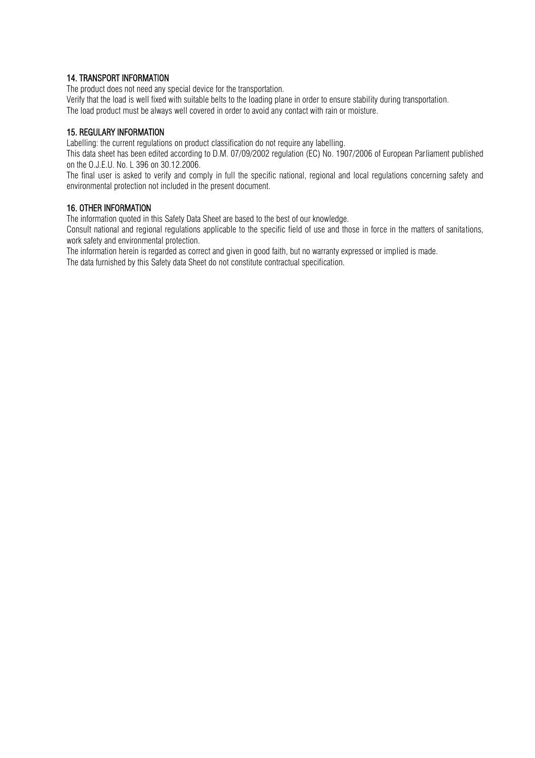## 14. TRANSPORT INFORMATION

The product does not need any special device for the transportation.

Verify that the load is well fixed with suitable belts to the loading plane in order to ensure stability during transportation.

The load product must be always well covered in order to avoid any contact with rain or moisture.

## 15. REGULARY INFORMATION

Labelling: the current regulations on product classification do not require any labelling.

This data sheet has been edited according to D.M. 07/09/2002 regulation (EC) No. 1907/2006 of European Parliament published on the O.J.E.U. No. L 396 on 30.12.2006.

The final user is asked to verify and comply in full the specific national, regional and local regulations concerning safety and environmental protection not included in the present document.

## 16. OTHER INFORMATION

The information quoted in this Safety Data Sheet are based to the best of our knowledge.

Consult national and regional regulations applicable to the specific field of use and those in force in the matters of sanitations, work safety and environmental protection.

The information herein is regarded as correct and given in good faith, but no warranty expressed or implied is made.

The data furnished by this Safety data Sheet do not constitute contractual specification.